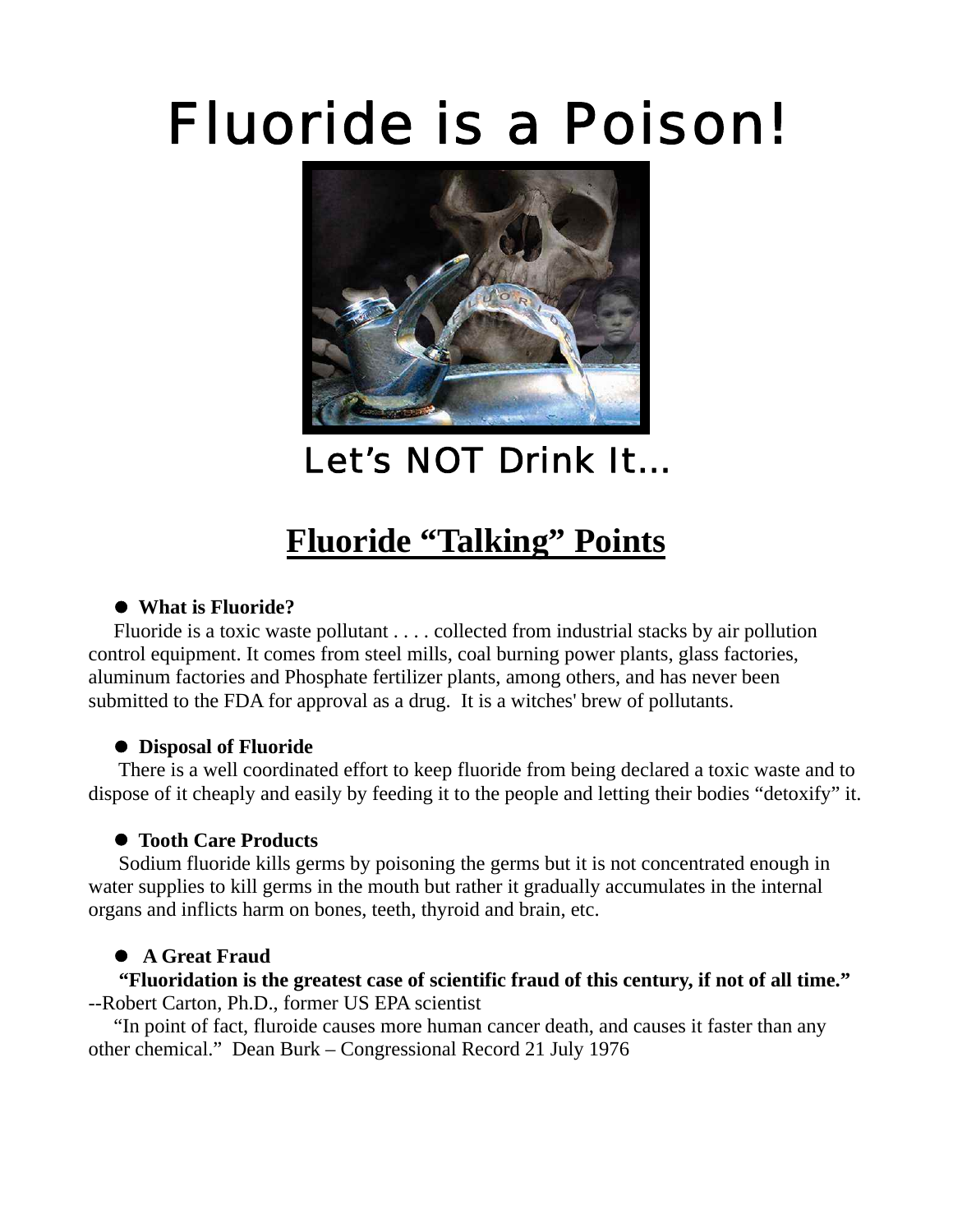# Fluoride is a Poison!

Let's NOT Drink It…

## Fluoride "Talking" Points

- **What is Fluoride?**

Fluoride is a toxic waste pollutant . . . . collected from industrial stacks by air pollution control equipment. It comes from steel mills, coal burning power plants, glass factories, aluminum factories and Phosphate fertilizer plants, among others, and has never been submitted to the FDA for approval as a drug. It is a witches' brew of pollutants.

- **Disposal of Fluoride**

There is a well coordinated effort to keep fluoride from being declared a toxic waste and to dispose of it cheaply and easily by feeding it to the people and letting their bodies "detoxify" it.

- **Tooth Care Products**

Sodium fluoride kills germs by poisoning the germs but it is not concentrated enough in water supplies to kill germs in the mouth but rather it gradually accumulates in the internal organs and inflicts harm on bones, teeth, thyroid and brain, etc.

- **A Great Fraud**

**"Fluoridation is the greatest case of scientific fraud of this century, if not of all time."** --Robert Carton, Ph.D., former US EPA scientist

"In point of fact, fluroide causes more human cancer death, and causes it faster than any other chemical." Dean Burk – Congressional Record 21 July 1976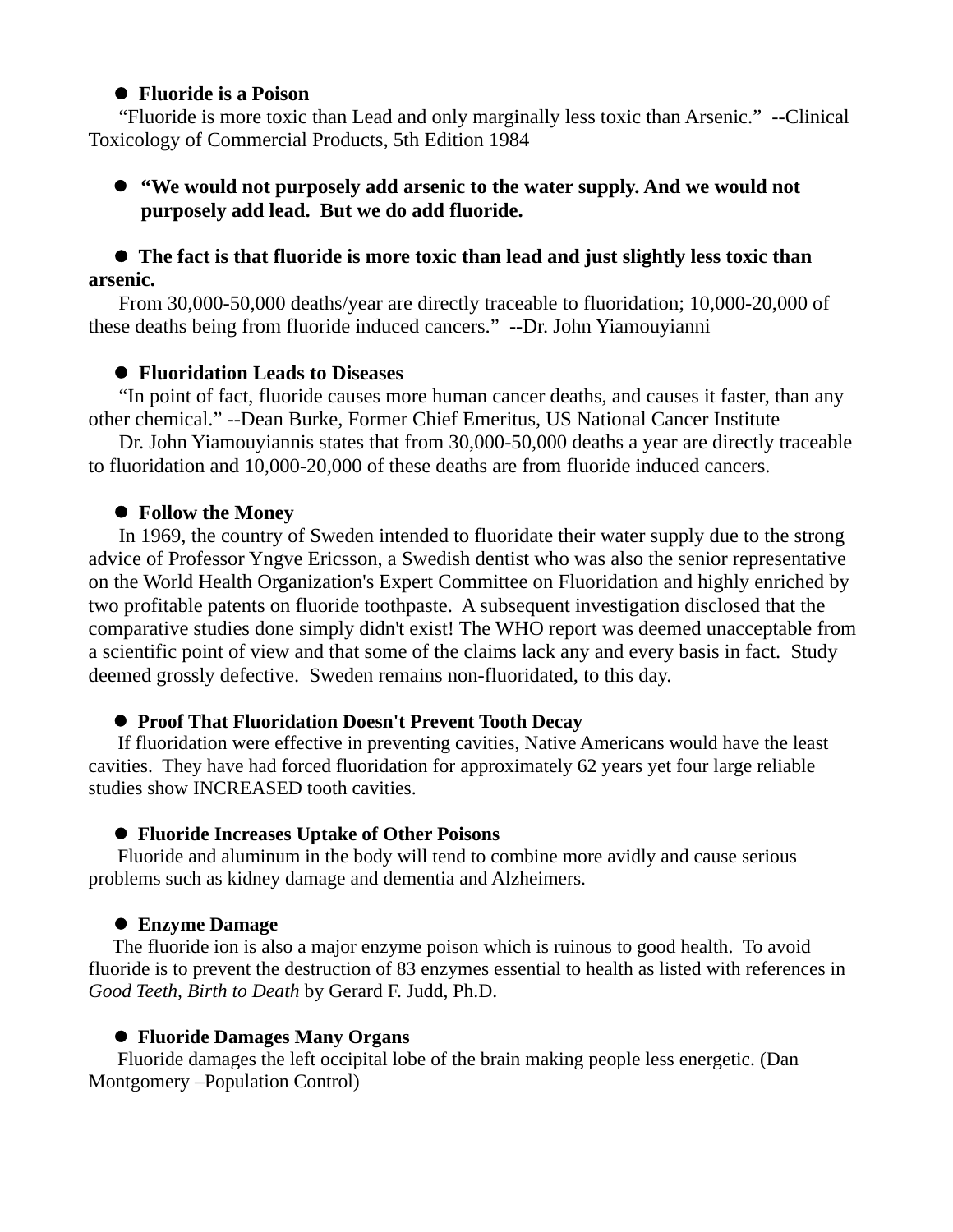- **Fluoride is a Poison**

"Fluoride is more toxic than Lead and only marginally less toxic than Arsenic." --Clinical Toxicology of Commercial Products, 5th Edition 1984

- **"We would not purposely add arsenic to the water supply. And we would not purposely add lead. But we do add fluoride.**

- **The fact is that fluoride is more toxic than lead and just slightly less toxic than arsenic.**

From 30,000-50,000 deaths/year are directly traceable to fluoridation; 10,000-20,000 of these deaths being from fluoride induced cancers." --Dr. John Yiamouyianni

- **Fluoridation Leads to Diseases**

"In point of fact, fluoride causes more human cancer deaths, and causes it faster, than any other chemical." --Dean Burke, Former Chief Emeritus, US National Cancer Institute

Dr. John Yiamouyiannis states that from 30,000-50,000 deaths a year are directly traceable to fluoridation and 10,000-20,000 of these deaths are from fluoride induced cancers.

- **Follow the Money**

In 1969, the country of Sweden intended to fluoridate their water supply due to the strong advice of Professor Yngve Ericsson, a Swedish dentist who was also the senior representative on the World Health Organization's Expert Committee on Fluoridation and highly enriched by two profitable patents on fluoride toothpaste. A subsequent investigation disclosed that the comparative studies done simply didn't exist! The WHO report was deemed unacceptable from a scientific point of view and that some of the claims lack any and every basis in fact. Study deemed grossly defective. Sweden remains non-fluoridated, to this day.

- **Proof That Fluoridation Doesn't Prevent Tooth Decay**

If fluoridation were effective in preventing cavities, Native Americans would have the least cavities. They have had forced fluoridation for approximately 62 years yet four large reliable studies show INCREASED tooth cavities.

- **Fluoride Increases Uptake of Other Poisons**

Fluoride and aluminum in the body will tend to combine more avidly and cause serious problems such as kidney damage and dementia and Alzheimers.

- **Enzyme Damage**

The fluoride ion is also a major enzyme poison which is ruinous to good health. To avoid fluoride is to prevent the destruction of 83 enzymes essential to health as listed with references in *Good Teeth, Birth to Death* by Gerard F. Judd, Ph.D.

- **Fluoride Damages Many Organs**

Fluoride damages the left occipital lobe of the brain making people less energetic. (Dan Montgomery –Population Control)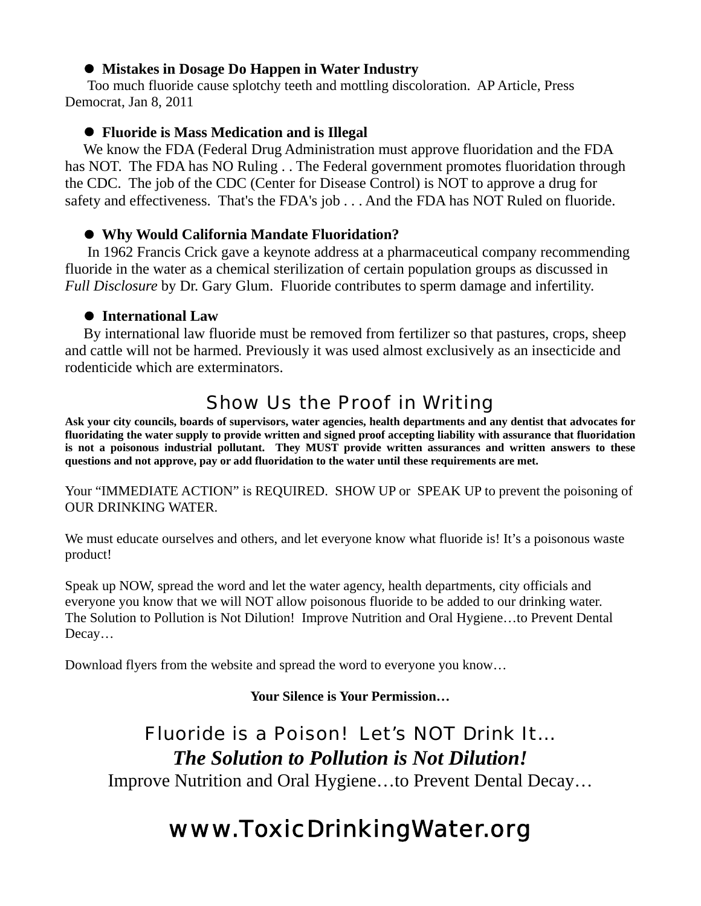- **Mistakes in Dosage Do Happen in Water Industry**

Too much fluoride cause splotchy teeth and mottling discoloration. AP Article, Press Democrat, Jan 8, 2011

- **Fluoride is Mass Medication and is Illegal**

We know the FDA (Federal Drug Administration must approve fluoridation and the FDA has NOT. The FDA has NO Ruling . . The Federal government promotes fluoridation through the CDC. The job of the CDC (Center for Disease Control) is NOT to approve a drug for safety and effectiveness. That's the FDA's job . . . And the FDA has NOT Ruled on fluoride.

- **Why Would California Mandate Fluoridation?**

In 1962 Francis Crick gave a keynote address at a pharmaceutical company recommending fluoride in the water as a chemical sterilization of certain population groups as discussed in *Full Disclosure* by Dr. Gary Glum. Fluoride contributes to sperm damage and infertility.

- **International Law**

By international law fluoride must be removed from fertilizer so that pastures, crops, sheep and cattle will not be harmed. Previously it was used almost exclusively as an insecticide and rodenticide which are exterminators.

## Show Us the Proof in Writing

**Ask your city councils, boards of supervisors, water agencies, health departments and any dentist that advocates for fluoridating the water supply to provide written and signed proof accepting liability with assurance that fluoridation is not a poisonous industrial pollutant. They MUST provide written assurances and written answers to these questions and not approve, pay or add fluoridation to the water until these requirements are met.**

Your “IMMEDIATE ACTION” is REQUIRED. SHOW UP or SPEAK UP to prevent the poisoning of OUR DRINKING WATER.

We must educate ourselves and others, and let everyone know what fluoride is! It’s a poisonous waste product!

Speak up NOW, spread the word and let the water agency, health departments, city officials and everyone you know that we will NOT allow poisonous fluoride to be added to our drinking water. The Solution to Pollution is Not Dilution! Improve Nutrition and Oral Hygiene…to Prevent Dental Decay…

Download flyers from the website and spread the word to everyone you know…

**Your Silence is Your Permission…**

## Fluoride is a Poison! Let’s NOT Drink It…

***The Solution to Pollution is Not Dilution!***

Improve Nutrition and Oral Hygiene…to Prevent Dental Decay…

## www.ToxicDrinkingWater.org